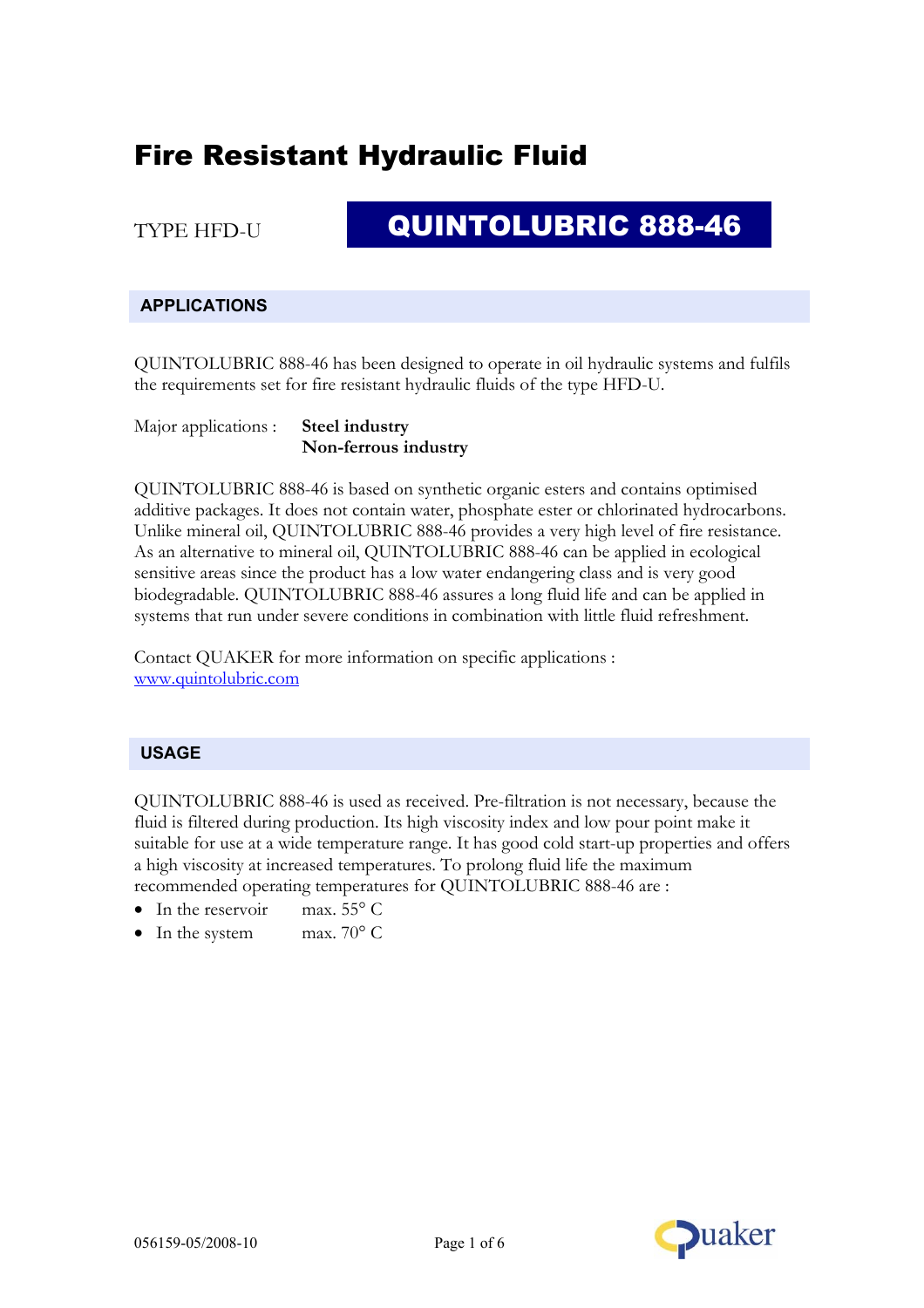# Fire Resistant Hydraulic Fluid

TYPE HFD-U

## QUINTOLUBRIC 888-46

### APPLICATIONS

QUINTOLUBRIC 888-46 has been designed to operate in oil hydraulic systems and fulfils the requirements set for fire resistant hydraulic fluids of the type HFD-U.

Major applications : **Steel industry**
**Non-ferrous industry**

QUINTOLUBRIC 888-46 is based on synthetic organic esters and contains optimised additive packages. It does not contain water, phosphate ester or chlorinated hydrocarbons. Unlike mineral oil, QUINTOLUBRIC 888-46 provides a very high level of fire resistance. As an alternative to mineral oil, QUINTOLUBRIC 888-46 can be applied in ecological sensitive areas since the product has a low water endangering class and is very good biodegradable. QUINTOLUBRIC 888-46 assures a long fluid life and can be applied in systems that run under severe conditions in combination with little fluid refreshment.

Contact QUAKER for more information on specific applications :
www.quintolubric.com

### USAGE

QUINTOLUBRIC 888-46 is used as received. Pre-filtration is not necessary, because the fluid is filtered during production. Its high viscosity index and low pour point make it suitable for use at a wide temperature range. It has good cold start-up properties and offers a high viscosity at increased temperatures. To prolong fluid life the maximum recommended operating temperatures for QUINTOLUBRIC 888-46 are :

- In the reservoir max. 55° C
- In the system max. 70° C

056159-05/2008-10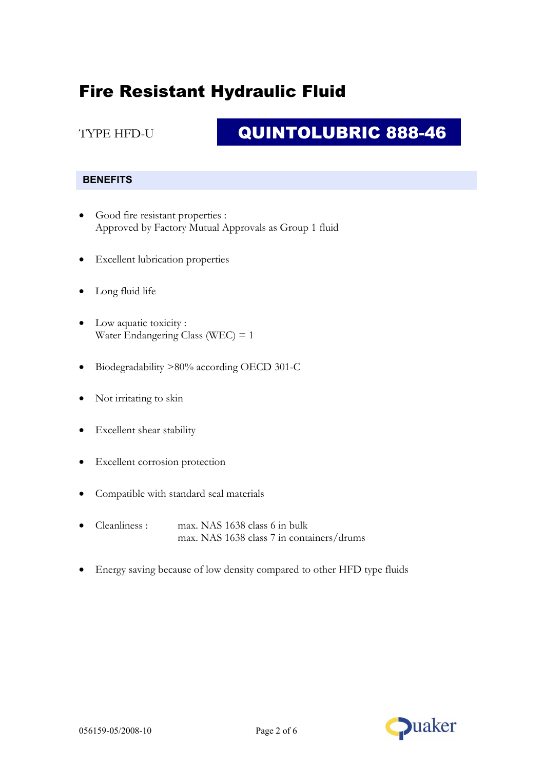# Fire Resistant Hydraulic Fluid

TYPE HFD-U

## QUINTOLUBRIC 888-46

### BENEFITS

- Good fire resistant properties :
  Approved by Factory Mutual Approvals as Group 1 fluid
- Excellent lubrication properties
- Long fluid life
- Low aquatic toxicity :
  Water Endangering Class (WEC) = 1
- Biodegradability >80% according OECD 301-C
- Not irritating to skin
- Excellent shear stability
- Excellent corrosion protection
- Compatible with standard seal materials
- Cleanliness : max. NAS 1638 class 6 in bulk
  max. NAS 1638 class 7 in containers/drums
- Energy saving because of low density compared to other HFD type fluids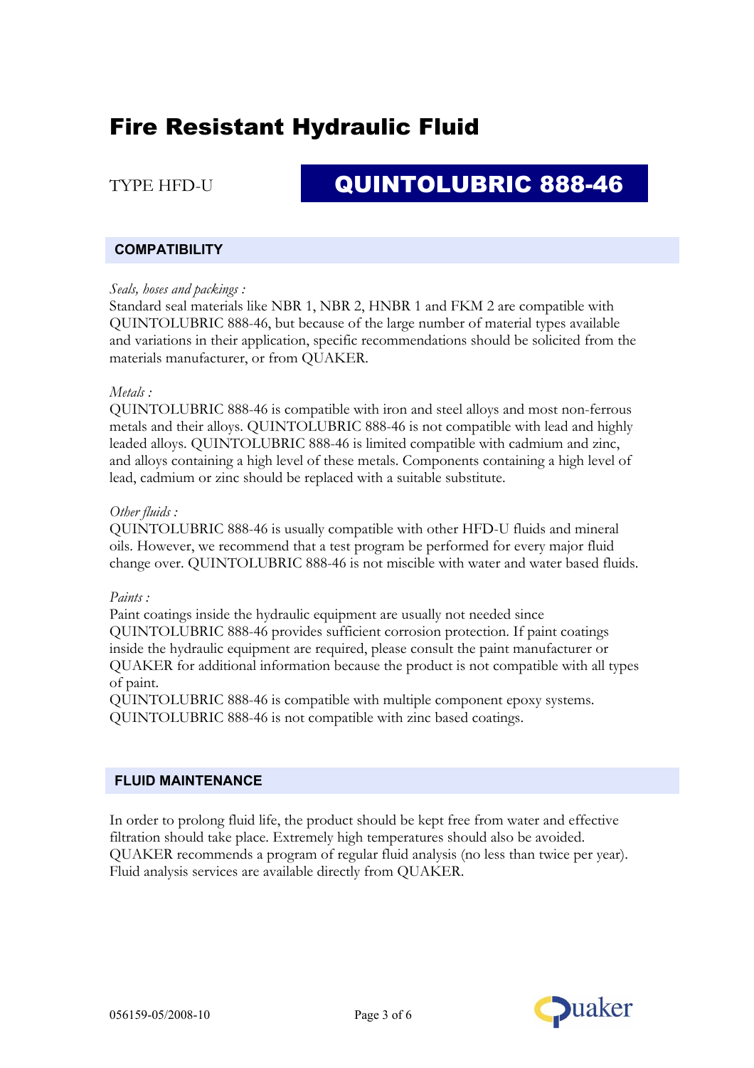# Fire Resistant Hydraulic Fluid

TYPE HFD-U

## QUINTOLUBRIC 888-46

### COMPATIBILITY

*Seals, hoses and packings :*
Standard seal materials like NBR 1, NBR 2, HNBR 1 and FKM 2 are compatible with QUINTOLUBRIC 888-46, but because of the large number of material types available and variations in their application, specific recommendations should be solicited from the materials manufacturer, or from QUAKER.

*Metals :*
QUINTOLUBRIC 888-46 is compatible with iron and steel alloys and most non-ferrous metals and their alloys. QUINTOLUBRIC 888-46 is not compatible with lead and highly leaded alloys. QUINTOLUBRIC 888-46 is limited compatible with cadmium and zinc, and alloys containing a high level of these metals. Components containing a high level of lead, cadmium or zinc should be replaced with a suitable substitute.

*Other fluids :*
QUINTOLUBRIC 888-46 is usually compatible with other HFD-U fluids and mineral oils. However, we recommend that a test program be performed for every major fluid change over. QUINTOLUBRIC 888-46 is not miscible with water and water based fluids.

*Paints :*
Paint coatings inside the hydraulic equipment are usually not needed since QUINTOLUBRIC 888-46 provides sufficient corrosion protection. If paint coatings inside the hydraulic equipment are required, please consult the paint manufacturer or QUAKER for additional information because the product is not compatible with all types of paint.
QUINTOLUBRIC 888-46 is compatible with multiple component epoxy systems.
QUINTOLUBRIC 888-46 is not compatible with zinc based coatings.

### FLUID MAINTENANCE

In order to prolong fluid life, the product should be kept free from water and effective filtration should take place. Extremely high temperatures should also be avoided. QUAKER recommends a program of regular fluid analysis (no less than twice per year). Fluid analysis services are available directly from QUAKER.

056159-05/2008-10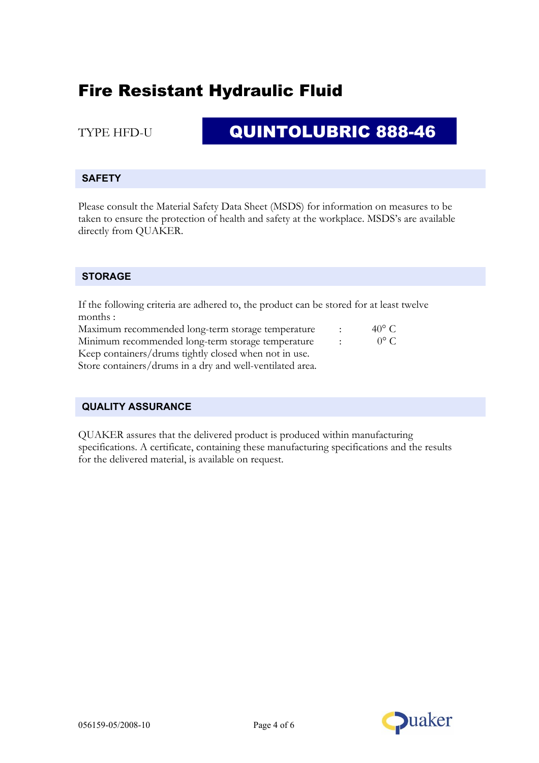# Fire Resistant Hydraulic Fluid

TYPE HFD-U

## QUINTOLUBRIC 888-46

### SAFETY

Please consult the Material Safety Data Sheet (MSDS) for information on measures to be taken to ensure the protection of health and safety at the workplace. MSDS's are available directly from QUAKER.

### STORAGE

If the following criteria are adhered to, the product can be stored for at least twelve months :

| | | |
|---|---|---|
| Maximum recommended long-term storage temperature | : | 40° C |
| Minimum recommended long-term storage temperature | : | 0° C |

Keep containers/drums tightly closed when not in use.
Store containers/drums in a dry and well-ventilated area.

### QUALITY ASSURANCE

QUAKER assures that the delivered product is produced within manufacturing specifications. A certificate, containing these manufacturing specifications and the results for the delivered material, is available on request.

056159-05/2008-10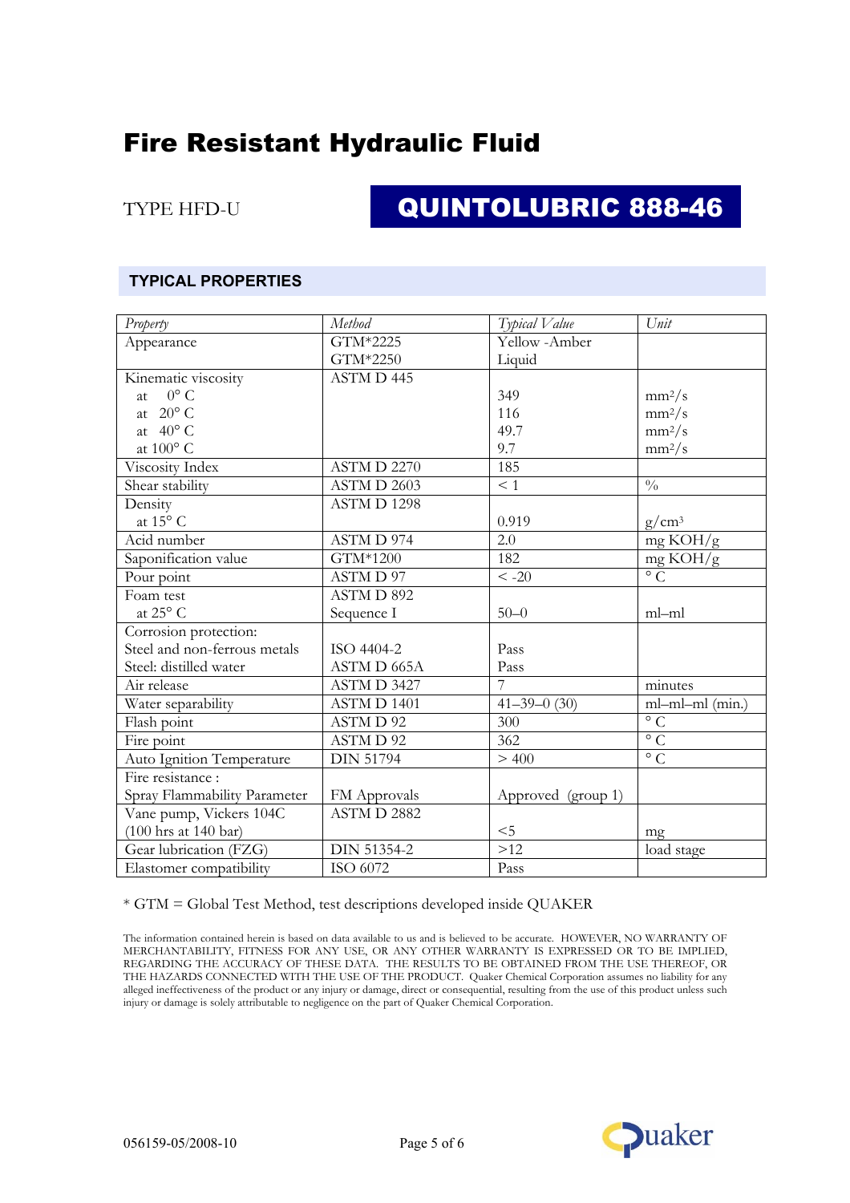# Fire Resistant Hydraulic Fluid

TYPE HFD-U

## QUINTOLUBRIC 888-46

### TYPICAL PROPERTIES

| *Property* | *Method* | *Typical Value* | *Unit* |
|---|---|---|---|
| Appearance | GTM*2225<br>GTM*2250 | Yellow -Amber<br>Liquid | |
| Kinematic viscosity | ASTM D 445 | | |
| at 0° C | | 349 | $mm^2/s$ |
| at 20° C | | 116 | $mm^2/s$ |
| at 40° C | | 49.7 | $mm^2/s$ |
| at 100° C | | 9.7 | $mm^2/s$ |
| Viscosity Index | ASTM D 2270 | 185 | |
| Shear stability | ASTM D 2603 | < 1 | % |
| Density<br>at 15° C | ASTM D 1298 | 0.919 | $g/cm^3$ |
| Acid number | ASTM D 974 | 2.0 | mg KOH/g |
| Saponification value | GTM*1200 | 182 | mg KOH/g |
| Pour point | ASTM D 97 | < -20 | ° C |
| Foam test<br>at 25° C | ASTM D 892<br>Sequence I | 50–0 | ml–ml |
| Corrosion protection: | | | |
| Steel and non-ferrous metals | ISO 4404-2 | Pass | |
| Steel: distilled water | ASTM D 665A | Pass | |
| Air release | ASTM D 3427 | 7 | minutes |
| Water separability | ASTM D 1401 | 41–39–0 (30) | ml–ml–ml (min.) |
| Flash point | ASTM D 92 | 300 | ° C |
| Fire point | ASTM D 92 | 362 | ° C |
| Auto Ignition Temperature | DIN 51794 | > 400 | ° C |
| Fire resistance :<br>Spray Flammability Parameter | FM Approvals | Approved (group 1) | |
| Vane pump, Vickers 104C<br>(100 hrs at 140 bar) | ASTM D 2882 | <5 | mg |
| Gear lubrication (FZG) | DIN 51354-2 | >12 | load stage |
| Elastomer compatibility | ISO 6072 | Pass | |

* GTM = Global Test Method, test descriptions developed inside QUAKER

The information contained herein is based on data available to us and is believed to be accurate. HOWEVER, NO WARRANTY OF MERCHANTABILITY, FITNESS FOR ANY USE, OR ANY OTHER WARRANTY IS EXPRESSED OR TO BE IMPLIED, REGARDING THE ACCURACY OF THESE DATA. THE RESULTS TO BE OBTAINED FROM THE USE THEREOF, OR THE HAZARDS CONNECTED WITH THE USE OF THE PRODUCT. Quaker Chemical Corporation assumes no liability for any alleged ineffectiveness of the product or any injury or damage, direct or consequential, resulting from the use of this product unless such injury or damage is solely attributable to negligence on the part of Quaker Chemical Corporation.

056159-05/2008-10

Quaker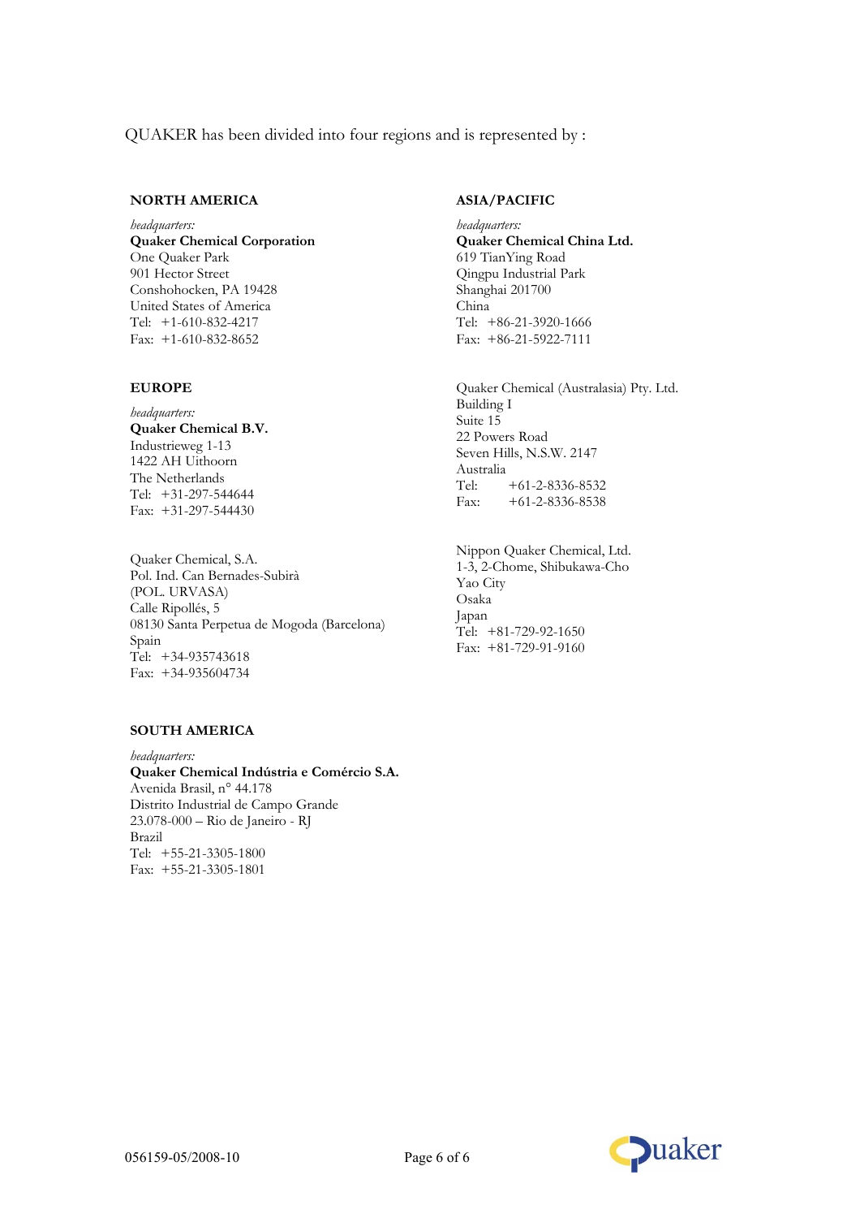QUAKER has been divided into four regions and is represented by :

## NORTH AMERICA

*headquarters:*
**Quaker Chemical Corporation**
One Quaker Park
901 Hector Street
Conshohocken, PA 19428
United States of America
Tel: +1-610-832-4217
Fax: +1-610-832-8652

## EUROPE

*headquarters:*
**Quaker Chemical B.V.**
Industrieweg 1-13
1422 AH Uithoorn
The Netherlands
Tel: +31-297-544644
Fax: +31-297-544430

Quaker Chemical, S.A.
Pol. Ind. Can Bernades-Subirà
(POL. URVASA)
Calle Ripollés, 5
08130 Santa Perpetua de Mogoda (Barcelona)
Spain
Tel: +34-935743618
Fax: +34-935604734

## SOUTH AMERICA

*headquarters:*
**Quaker Chemical Indústria e Comércio S.A.**
Avenida Brasil, n° 44.178
Distrito Industrial de Campo Grande
23.078-000 – Rio de Janeiro - RJ
Brazil
Tel: +55-21-3305-1800
Fax: +55-21-3305-1801

## ASIA/PACIFIC

*headquarters:*
**Quaker Chemical China Ltd.**
619 TianYing Road
Qingpu Industrial Park
Shanghai 201700
China
Tel: +86-21-3920-1666
Fax: +86-21-5922-7111

Quaker Chemical (Australasia) Pty. Ltd.
Building I
Suite 15
22 Powers Road
Seven Hills, N.S.W. 2147
Australia
Tel: +61-2-8336-8532
Fax: +61-2-8336-8538

Nippon Quaker Chemical, Ltd.
1-3, 2-Chome, Shibukawa-Cho
Yao City
Osaka
Japan
Tel: +81-729-92-1650
Fax: +81-729-91-9160

056159-05/2008-10